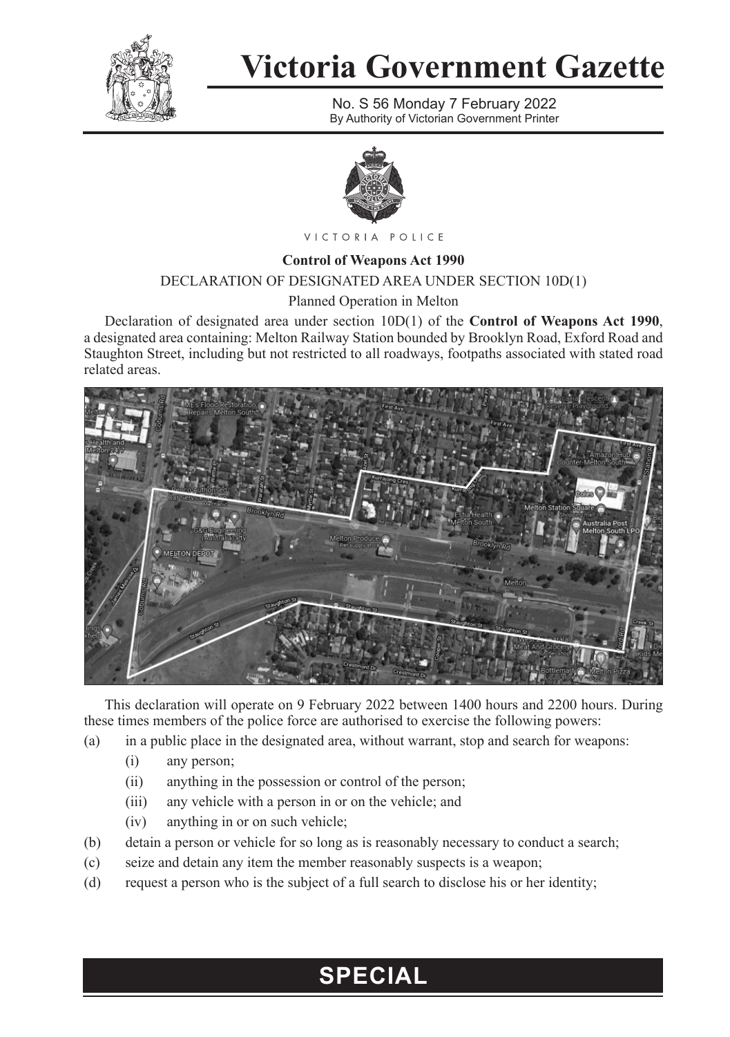# Victoria Government Gazette

No. S 56 Monday 7 February 2022

By Authority of Victorian Government Printer

VICTORIA POLICE

**Control of Weapons Act 1990**

DECLARATION OF DESIGNATED AREA UNDER SECTION 10D(1)

Planned Operation in Melton

Declaration of designated area under section 10D(1) of the **Control of Weapons Act 1990**, a designated area containing: Melton Railway Station bounded by Brooklyn Road, Exford Road and Staughton Street, including but not restricted to all roadways, footpaths associated with stated road related areas.

This declaration will operate on 9 February 2022 between 1400 hours and 2200 hours. During these times members of the police force are authorised to exercise the following powers:

(a) in a public place in the designated area, without warrant, stop and search for weapons:
  - (i) any person;
  - (ii) anything in the possession or control of the person;
  - (iii) any vehicle with a person in or on the vehicle; and
  - (iv) anything in or on such vehicle;

(b) detain a person or vehicle for so long as is reasonably necessary to conduct a search;

(c) seize and detain any item the member reasonably suspects is a weapon;

(d) request a person who is the subject of a full search to disclose his or her identity;

**SPECIAL**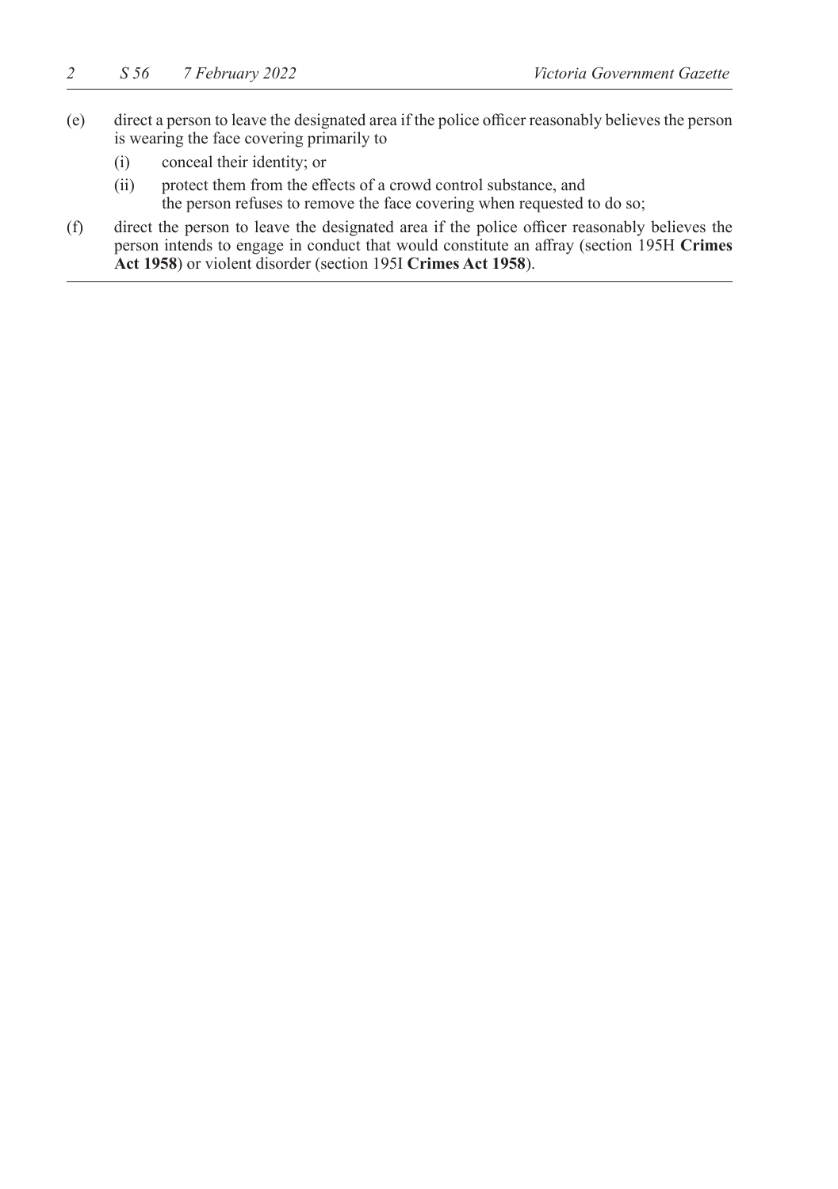(e) direct a person to leave the designated area if the police officer reasonably believes the person is wearing the face covering primarily to

   (i) conceal their identity; or

   (ii) protect them from the effects of a crowd control substance, and

   the person refuses to remove the face covering when requested to do so;

(f) direct the person to leave the designated area if the police officer reasonably believes the person intends to engage in conduct that would constitute an affray (section 195H **Crimes Act 1958**) or violent disorder (section 195I **Crimes Act 1958**).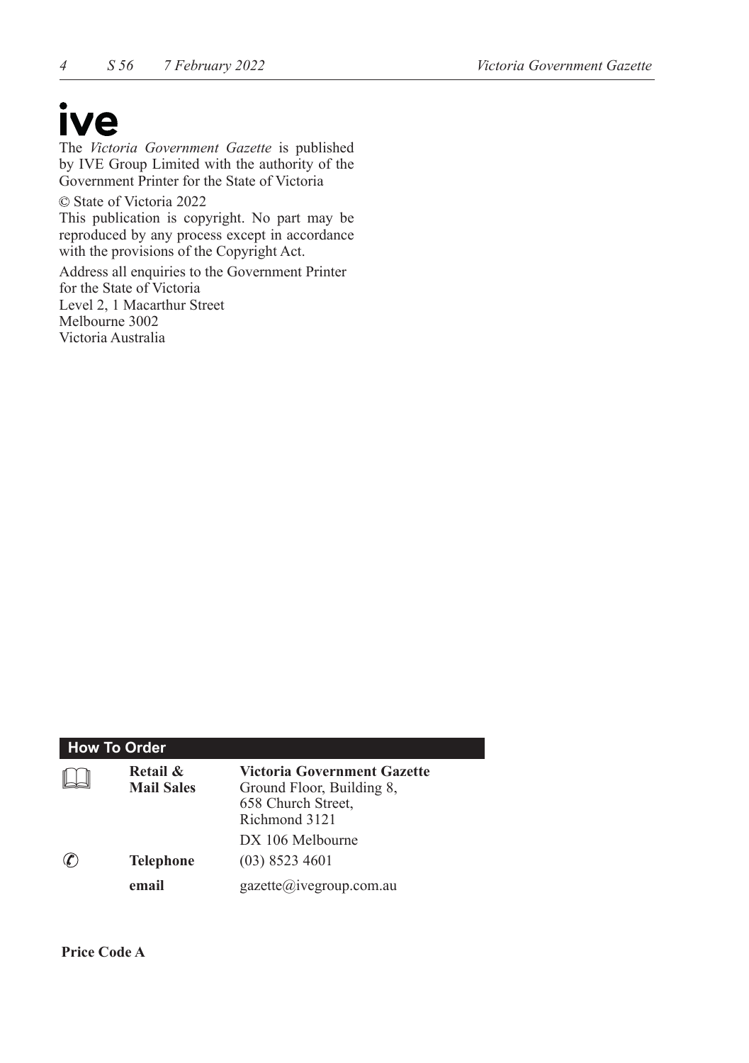ive

The *Victoria Government Gazette* is published by IVE Group Limited with the authority of the Government Printer for the State of Victoria

© State of Victoria 2022

This publication is copyright. No part may be reproduced by any process except in accordance with the provisions of the Copyright Act.

Address all enquiries to the Government Printer for the State of Victoria
Level 2, 1 Macarthur Street
Melbourne 3002
Victoria Australia

**How To Order**

| | | |
|---|---|---|
| | **Retail & Mail Sales** | **Victoria Government Gazette** Ground Floor, Building 8, 658 Church Street, Richmond 3121 |
| | | DX 106 Melbourne |
| | **Telephone** | (03) 8523 4601 |
| | **email** | gazette@ivegroup.com.au |

**Price Code A**